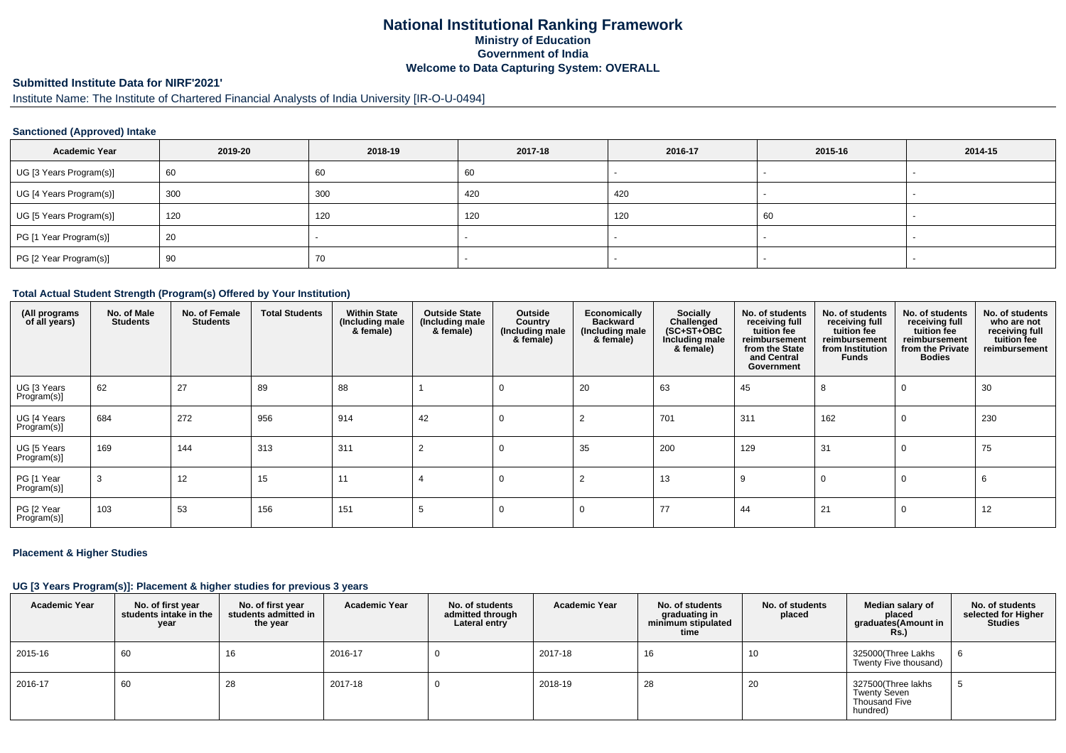# National Institutional Ranking Framework
## Ministry of Education
## Government of India
## Welcome to Data Capturing System: OVERALL

**Submitted Institute Data for NIRF'2021'**

Institute Name: The Institute of Chartered Financial Analysts of India University [IR-O-U-0494]

### Sanctioned (Approved) Intake

| Academic Year | 2019-20 | 2018-19 | 2017-18 | 2016-17 | 2015-16 | 2014-15 |
|---|---|---|---|---|---|---|
| UG [3 Years Program(s)] | 60 | 60 | 60 | - | - | - |
| UG [4 Years Program(s)] | 300 | 300 | 420 | 420 | - | - |
| UG [5 Years Program(s)] | 120 | 120 | 120 | 120 | 60 | - |
| PG [1 Year Program(s)] | 20 | - | - | - | - | - |
| PG [2 Year Program(s)] | 90 | 70 | - | - | - | - |

### Total Actual Student Strength (Program(s) Offered by Your Institution)

| (All programs of all years) | No. of Male Students | No. of Female Students | Total Students | Within State (Including male & female) | Outside State (Including male & female) | Outside Country (Including male & female) | Economically Backward (Including male & female) | Socially Challenged (SC+ST+OBC Including male & female) | No. of students receiving full tuition fee reimbursement from the State and Central Government | No. of students receiving full tuition fee reimbursement from Institution Funds | No. of students receiving full tuition fee reimbursement from the Private Bodies | No. of students who are not receiving full tuition fee reimbursement |
|---|---|---|---|---|---|---|---|---|---|---|---|---|
| UG [3 Years Program(s)] | 62 | 27 | 89 | 88 | 1 | 0 | 20 | 63 | 45 | 8 | 0 | 30 |
| UG [4 Years Program(s)] | 684 | 272 | 956 | 914 | 42 | 0 | 2 | 701 | 311 | 162 | 0 | 230 |
| UG [5 Years Program(s)] | 169 | 144 | 313 | 311 | 2 | 0 | 35 | 200 | 129 | 31 | 0 | 75 |
| PG [1 Year Program(s)] | 3 | 12 | 15 | 11 | 4 | 0 | 2 | 13 | 9 | 0 | 0 | 6 |
| PG [2 Year Program(s)] | 103 | 53 | 156 | 151 | 5 | 0 | 0 | 77 | 44 | 21 | 0 | 12 |

### Placement & Higher Studies

#### UG [3 Years Program(s)]: Placement & higher studies for previous 3 years

| Academic Year | No. of first year students intake in the year | No. of first year students admitted in the year | Academic Year | No. of students admitted through Lateral entry | Academic Year | No. of students graduating in minimum stipulated time | No. of students placed | Median salary of placed graduates(Amount in Rs.) | No. of students selected for Higher Studies |
|---|---|---|---|---|---|---|---|---|---|
| 2015-16 | 60 | 16 | 2016-17 | 0 | 2017-18 | 16 | 10 | 325000(Three Lakhs Twenty Five thousand) | 6 |
| 2016-17 | 60 | 28 | 2017-18 | 0 | 2018-19 | 28 | 20 | 327500(Three lakhs Twenty Seven Thousand Five hundred) | 5 |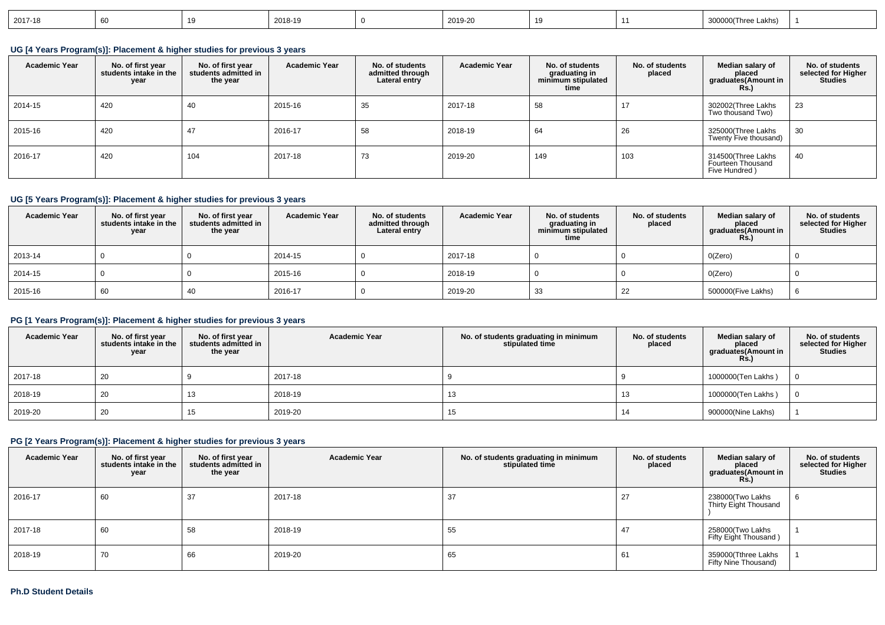| 2017-18 | 60 | 19 | 2018-19 | 0 | 2019-20 | 19 | 11 | 300000(Three Lakhs) | 1 |
|---|---|---|---|---|---|---|---|---|---|

### UG [4 Years Program(s)]: Placement & higher studies for previous 3 years

| Academic Year | No. of first year students intake in the year | No. of first year students admitted in the year | Academic Year | No. of students admitted through Lateral entry | Academic Year | No. of students graduating in minimum stipulated time | No. of students placed | Median salary of placed graduates(Amount in Rs.) | No. of students selected for Higher Studies |
|---|---|---|---|---|---|---|---|---|---|
| 2014-15 | 420 | 40 | 2015-16 | 35 | 2017-18 | 58 | 17 | 302002(Three Lakhs Two thousand Two) | 23 |
| 2015-16 | 420 | 47 | 2016-17 | 58 | 2018-19 | 64 | 26 | 325000(Three Lakhs Twenty Five thousand) | 30 |
| 2016-17 | 420 | 104 | 2017-18 | 73 | 2019-20 | 149 | 103 | 314500(Three Lakhs Fourteen Thousand Five Hundred ) | 40 |

### UG [5 Years Program(s)]: Placement & higher studies for previous 3 years

| Academic Year | No. of first year students intake in the year | No. of first year students admitted in the year | Academic Year | No. of students admitted through Lateral entry | Academic Year | No. of students graduating in minimum stipulated time | No. of students placed | Median salary of placed graduates(Amount in Rs.) | No. of students selected for Higher Studies |
|---|---|---|---|---|---|---|---|---|---|
| 2013-14 | 0 | 0 | 2014-15 | 0 | 2017-18 | 0 | 0 | 0(Zero) | 0 |
| 2014-15 | 0 | 0 | 2015-16 | 0 | 2018-19 | 0 | 0 | 0(Zero) | 0 |
| 2015-16 | 60 | 40 | 2016-17 | 0 | 2019-20 | 33 | 22 | 500000(Five Lakhs) | 6 |

### PG [1 Years Program(s)]: Placement & higher studies for previous 3 years

| Academic Year | No. of first year students intake in the year | No. of first year students admitted in the year | Academic Year | No. of students graduating in minimum stipulated time | No. of students placed | Median salary of placed graduates(Amount in Rs.) | No. of students selected for Higher Studies |
|---|---|---|---|---|---|---|---|
| 2017-18 | 20 | 9 | 2017-18 | 9 | 9 | 1000000(Ten Lakhs ) | 0 |
| 2018-19 | 20 | 13 | 2018-19 | 13 | 13 | 1000000(Ten Lakhs ) | 0 |
| 2019-20 | 20 | 15 | 2019-20 | 15 | 14 | 900000(Nine Lakhs) | 1 |

### PG [2 Years Program(s)]: Placement & higher studies for previous 3 years

| Academic Year | No. of first year students intake in the year | No. of first year students admitted in the year | Academic Year | No. of students graduating in minimum stipulated time | No. of students placed | Median salary of placed graduates(Amount in Rs.) | No. of students selected for Higher Studies |
|---|---|---|---|---|---|---|---|
| 2016-17 | 60 | 37 | 2017-18 | 37 | 27 | 238000(Two Lakhs Thirty Eight Thousand ) | 6 |
| 2017-18 | 60 | 58 | 2018-19 | 55 | 47 | 258000(Two Lakhs Fifty Eight Thousand ) | 1 |
| 2018-19 | 70 | 66 | 2019-20 | 65 | 61 | 359000(Tthree Lakhs Fifty Nine Thousand) | 1 |

### Ph.D Student Details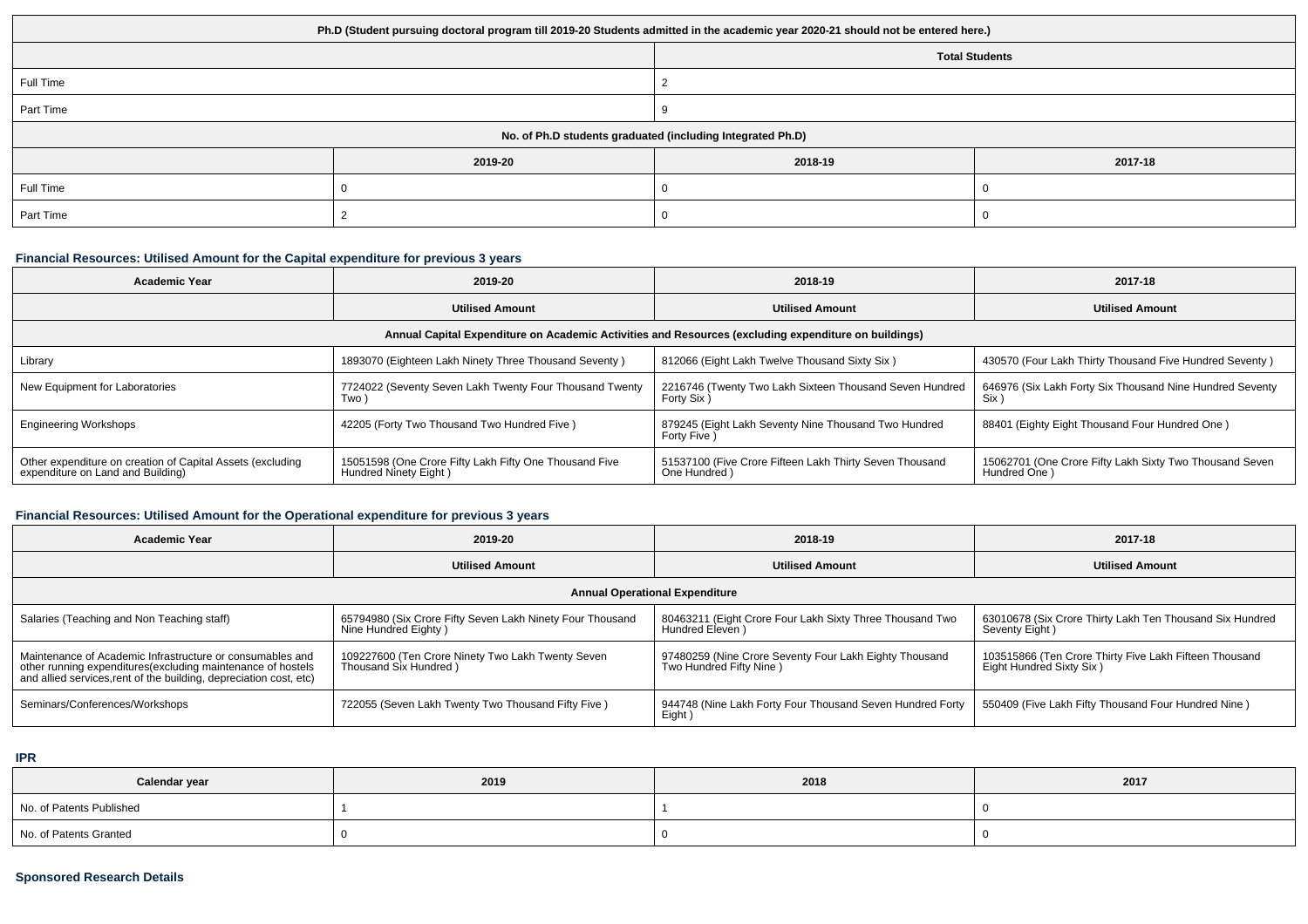| Ph.D (Student pursuing doctoral program till 2019-20 Students admitted in the academic year 2020-21 should not be entered here.) | | | |
|---|---|---|---|
| | | Total Students | |
| Full Time | | 2 | |
| Part Time | | 9 | |
| No. of Ph.D students graduated (including Integrated Ph.D) | | | |
| | 2019-20 | 2018-19 | 2017-18 |
| Full Time | 0 | 0 | 0 |
| Part Time | 2 | 0 | 0 |

### Financial Resources: Utilised Amount for the Capital expenditure for previous 3 years

| Academic Year | 2019-20 | 2018-19 | 2017-18 |
|---|---|---|---|
| | Utilised Amount | Utilised Amount | Utilised Amount |
| Annual Capital Expenditure on Academic Activities and Resources (excluding expenditure on buildings) | | | |
| Library | 1893070 (Eighteen Lakh Ninety Three Thousand Seventy ) | 812066 (Eight Lakh Twelve Thousand Sixty Six ) | 430570 (Four Lakh Thirty Thousand Five Hundred Seventy ) |
| New Equipment for Laboratories | 7724022 (Seventy Seven Lakh Twenty Four Thousand Twenty Two ) | 2216746 (Twenty Two Lakh Sixteen Thousand Seven Hundred Forty Six ) | 646976 (Six Lakh Forty Six Thousand Nine Hundred Seventy Six ) |
| Engineering Workshops | 42205 (Forty Two Thousand Two Hundred Five ) | 879245 (Eight Lakh Seventy Nine Thousand Two Hundred Forty Five ) | 88401 (Eighty Eight Thousand Four Hundred One ) |
| Other expenditure on creation of Capital Assets (excluding expenditure on Land and Building) | 15051598 (One Crore Fifty Lakh Fifty One Thousand Five Hundred Ninety Eight ) | 51537100 (Five Crore Fifteen Lakh Thirty Seven Thousand One Hundred ) | 15062701 (One Crore Fifty Lakh Sixty Two Thousand Seven Hundred One ) |

### Financial Resources: Utilised Amount for the Operational expenditure for previous 3 years

| Academic Year | 2019-20 | 2018-19 | 2017-18 |
|---|---|---|---|
| | Utilised Amount | Utilised Amount | Utilised Amount |
| Annual Operational Expenditure | | | |
| Salaries (Teaching and Non Teaching staff) | 65794980 (Six Crore Fifty Seven Lakh Ninety Four Thousand Nine Hundred Eighty ) | 80463211 (Eight Crore Four Lakh Sixty Three Thousand Two Hundred Eleven ) | 63010678 (Six Crore Thirty Lakh Ten Thousand Six Hundred Seventy Eight ) |
| Maintenance of Academic Infrastructure or consumables and other running expenditures(excluding maintenance of hostels and allied services,rent of the building, depreciation cost, etc) | 109227600 (Ten Crore Ninety Two Lakh Twenty Seven Thousand Six Hundred ) | 97480259 (Nine Crore Seventy Four Lakh Eighty Thousand Two Hundred Fifty Nine ) | 103515866 (Ten Crore Thirty Five Lakh Fifteen Thousand Eight Hundred Sixty Six ) |
| Seminars/Conferences/Workshops | 722055 (Seven Lakh Twenty Two Thousand Fifty Five ) | 944748 (Nine Lakh Forty Four Thousand Seven Hundred Forty Eight ) | 550409 (Five Lakh Fifty Thousand Four Hundred Nine ) |

### IPR

| Calendar year | 2019 | 2018 | 2017 |
|---|---|---|---|
| No. of Patents Published | 1 | 1 | 0 |
| No. of Patents Granted | 0 | 0 | 0 |

### Sponsored Research Details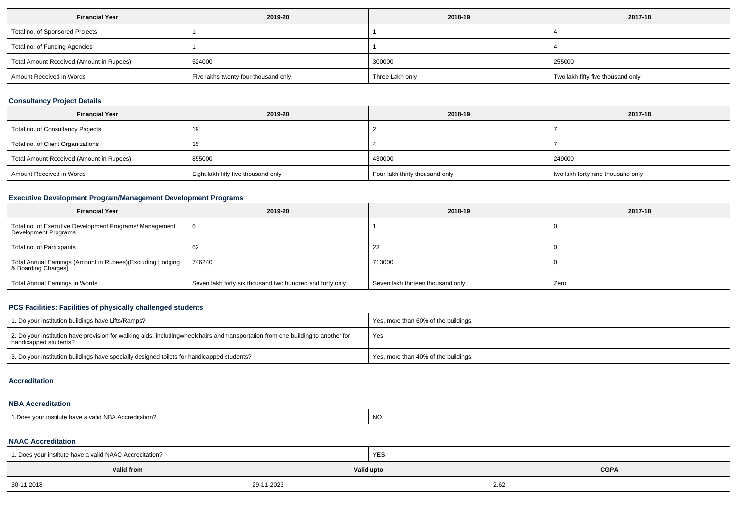| Financial Year | 2019-20 | 2018-19 | 2017-18 |
| --- | --- | --- | --- |
| Total no. of Sponsored Projects | 1 | 1 | 4 |
| Total no. of Funding Agencies | 1 | 1 | 4 |
| Total Amount Received (Amount in Rupees) | 524000 | 300000 | 255000 |
| Amount Received in Words | Five lakhs twenty four thousand only | Three Lakh only | Two lakh fifty five thousand only |

### Consultancy Project Details

| Financial Year | 2019-20 | 2018-19 | 2017-18 |
| --- | --- | --- | --- |
| Total no. of Consultancy Projects | 19 | 2 | 7 |
| Total no. of Client Organizations | 15 | 4 | 7 |
| Total Amount Received (Amount in Rupees) | 855000 | 430000 | 249000 |
| Amount Received in Words | Eight lakh fifty five thousand only | Four lakh thirty thousand only | two lakh forty nine thousand only |

### Executive Development Program/Management Development Programs

| Financial Year | 2019-20 | 2018-19 | 2017-18 |
| --- | --- | --- | --- |
| Total no. of Executive Development Programs/ Management Development Programs | 6 | 1 | 0 |
| Total no. of Participants | 62 | 23 | 0 |
| Total Annual Earnings (Amount in Rupees)(Excluding Lodging & Boarding Charges) | 746240 | 713000 | 0 |
| Total Annual Earnings in Words | Seven lakh forty six thousand two hundred and forty only | Seven lakh thirteen thousand only | Zero |

### PCS Facilities: Facilities of physically challenged students

| | |
| --- | --- |
| 1. Do your institution buildings have Lifts/Ramps? | Yes, more than 60% of the buildings |
| 2. Do your institution have provision for walking aids, includingwheelchairs and transportation from one building to another for handicapped students? | Yes |
| 3. Do your institution buildings have specially designed toilets for handicapped students? | Yes, more than 40% of the buildings |

### Accreditation

### NBA Accreditation

| | |
| --- | --- |
| 1.Does your institute have a valid NBA Accreditation? | NO |

### NAAC Accreditation

| 1. Does your institute have a valid NAAC Accreditation? | YES | |
| --- | --- | --- |
| **Valid from** | **Valid upto** | **CGPA** |
| 30-11-2018 | 29-11-2023 | 2.62 |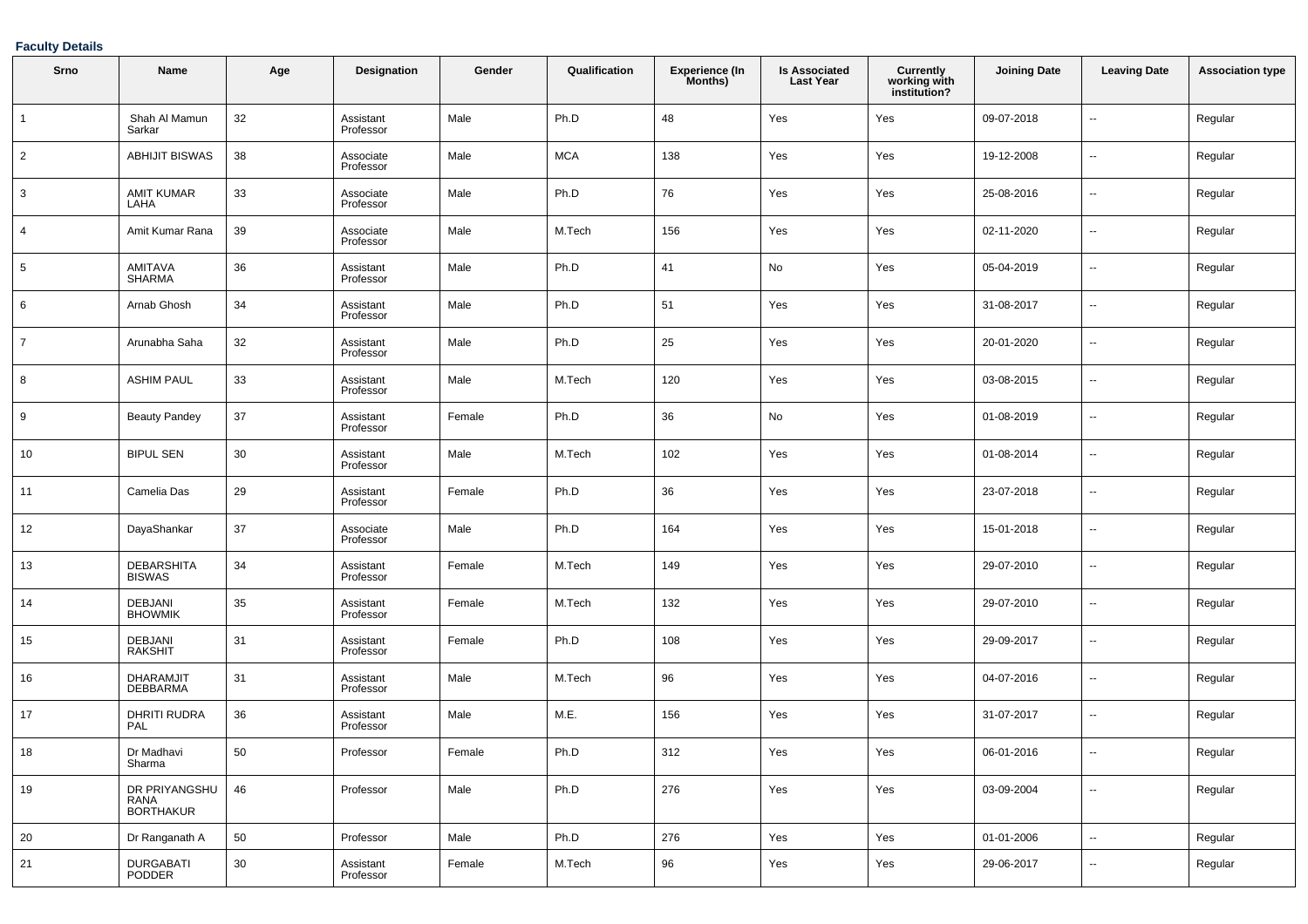**Faculty Details**

| Srno | Name | Age | Designation | Gender | Qualification | Experience (In Months) | Is Associated Last Year | Currently working with institution? | Joining Date | Leaving Date | Association type |
|---|---|---|---|---|---|---|---|---|---|---|---|
| 1 | Shah Al Mamun Sarkar | 32 | Assistant Professor | Male | Ph.D | 48 | Yes | Yes | 09-07-2018 | -- | Regular |
| 2 | ABHIJIT BISWAS | 38 | Associate Professor | Male | MCA | 138 | Yes | Yes | 19-12-2008 | -- | Regular |
| 3 | AMIT KUMAR LAHA | 33 | Associate Professor | Male | Ph.D | 76 | Yes | Yes | 25-08-2016 | -- | Regular |
| 4 | Amit Kumar Rana | 39 | Associate Professor | Male | M.Tech | 156 | Yes | Yes | 02-11-2020 | -- | Regular |
| 5 | AMITAVA SHARMA | 36 | Assistant Professor | Male | Ph.D | 41 | No | Yes | 05-04-2019 | -- | Regular |
| 6 | Arnab Ghosh | 34 | Assistant Professor | Male | Ph.D | 51 | Yes | Yes | 31-08-2017 | -- | Regular |
| 7 | Arunabha Saha | 32 | Assistant Professor | Male | Ph.D | 25 | Yes | Yes | 20-01-2020 | -- | Regular |
| 8 | ASHIM PAUL | 33 | Assistant Professor | Male | M.Tech | 120 | Yes | Yes | 03-08-2015 | -- | Regular |
| 9 | Beauty Pandey | 37 | Assistant Professor | Female | Ph.D | 36 | No | Yes | 01-08-2019 | -- | Regular |
| 10 | BIPUL SEN | 30 | Assistant Professor | Male | M.Tech | 102 | Yes | Yes | 01-08-2014 | -- | Regular |
| 11 | Camelia Das | 29 | Assistant Professor | Female | Ph.D | 36 | Yes | Yes | 23-07-2018 | -- | Regular |
| 12 | DayaShankar | 37 | Associate Professor | Male | Ph.D | 164 | Yes | Yes | 15-01-2018 | -- | Regular |
| 13 | DEBARSHITA BISWAS | 34 | Assistant Professor | Female | M.Tech | 149 | Yes | Yes | 29-07-2010 | -- | Regular |
| 14 | DEBJANI BHOWMIK | 35 | Assistant Professor | Female | M.Tech | 132 | Yes | Yes | 29-07-2010 | -- | Regular |
| 15 | DEBJANI RAKSHIT | 31 | Assistant Professor | Female | Ph.D | 108 | Yes | Yes | 29-09-2017 | -- | Regular |
| 16 | DHARAMJIT DEBBARMA | 31 | Assistant Professor | Male | M.Tech | 96 | Yes | Yes | 04-07-2016 | -- | Regular |
| 17 | DHRITI RUDRA PAL | 36 | Assistant Professor | Male | M.E. | 156 | Yes | Yes | 31-07-2017 | -- | Regular |
| 18 | Dr Madhavi Sharma | 50 | Professor | Female | Ph.D | 312 | Yes | Yes | 06-01-2016 | -- | Regular |
| 19 | DR PRIYANGSHU RANA BORTHAKUR | 46 | Professor | Male | Ph.D | 276 | Yes | Yes | 03-09-2004 | -- | Regular |
| 20 | Dr Ranganath A | 50 | Professor | Male | Ph.D | 276 | Yes | Yes | 01-01-2006 | -- | Regular |
| 21 | DURGABATI PODDER | 30 | Assistant Professor | Female | M.Tech | 96 | Yes | Yes | 29-06-2017 | -- | Regular |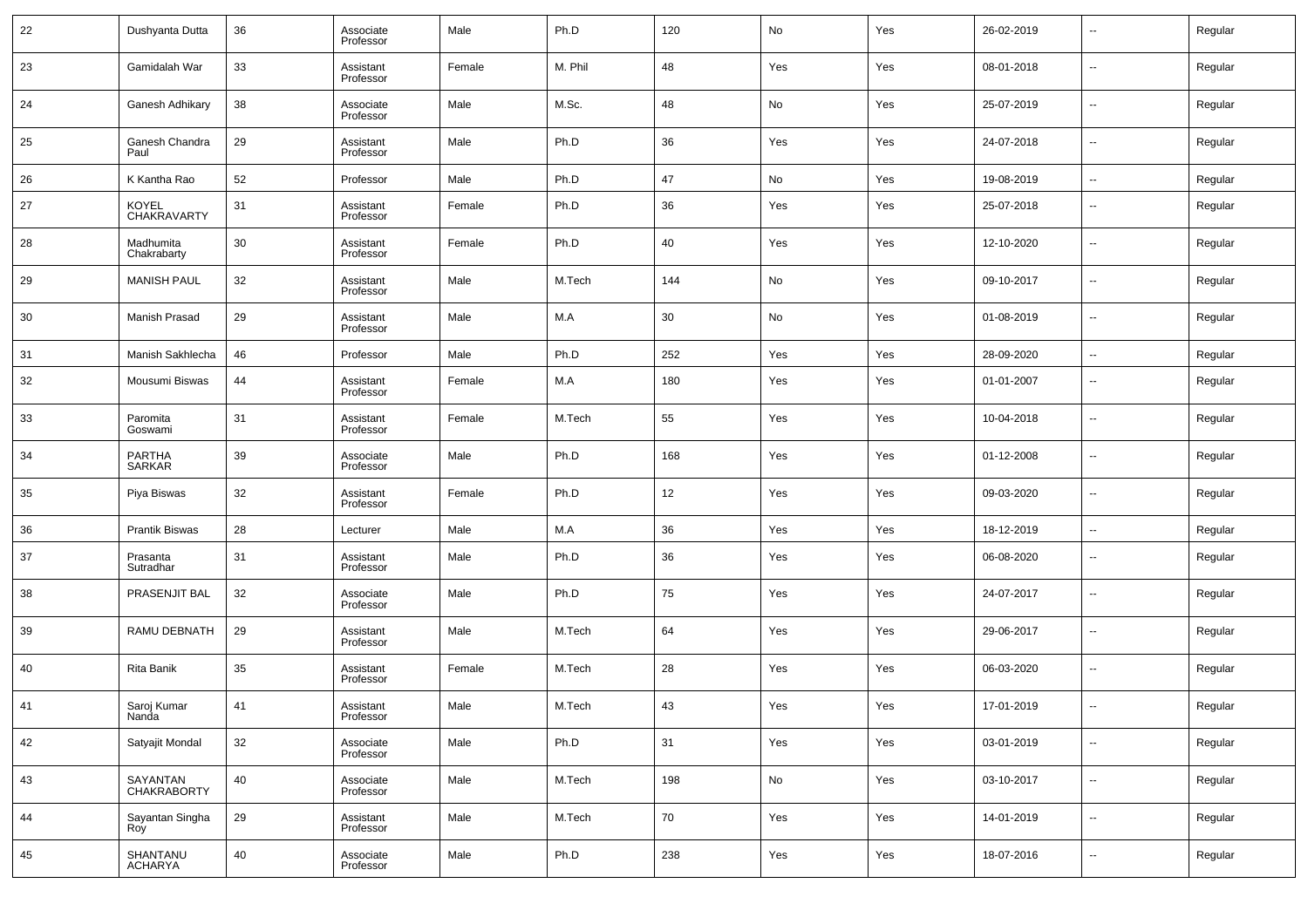| 22 | Dushyanta Dutta | 36 | Associate Professor | Male | Ph.D | 120 | No | Yes | 26-02-2019 | -- | Regular |
|---|---|---|---|---|---|---|---|---|---|---|---|
| 23 | Gamidalah War | 33 | Assistant Professor | Female | M. Phil | 48 | Yes | Yes | 08-01-2018 | -- | Regular |
| 24 | Ganesh Adhikary | 38 | Associate Professor | Male | M.Sc. | 48 | No | Yes | 25-07-2019 | -- | Regular |
| 25 | Ganesh Chandra Paul | 29 | Assistant Professor | Male | Ph.D | 36 | Yes | Yes | 24-07-2018 | -- | Regular |
| 26 | K Kantha Rao | 52 | Professor | Male | Ph.D | 47 | No | Yes | 19-08-2019 | -- | Regular |
| 27 | KOYEL CHAKRAVARTY | 31 | Assistant Professor | Female | Ph.D | 36 | Yes | Yes | 25-07-2018 | -- | Regular |
| 28 | Madhumita Chakrabarty | 30 | Assistant Professor | Female | Ph.D | 40 | Yes | Yes | 12-10-2020 | -- | Regular |
| 29 | MANISH PAUL | 32 | Assistant Professor | Male | M.Tech | 144 | No | Yes | 09-10-2017 | -- | Regular |
| 30 | Manish Prasad | 29 | Assistant Professor | Male | M.A | 30 | No | Yes | 01-08-2019 | -- | Regular |
| 31 | Manish Sakhlecha | 46 | Professor | Male | Ph.D | 252 | Yes | Yes | 28-09-2020 | -- | Regular |
| 32 | Mousumi Biswas | 44 | Assistant Professor | Female | M.A | 180 | Yes | Yes | 01-01-2007 | -- | Regular |
| 33 | Paromita Goswami | 31 | Assistant Professor | Female | M.Tech | 55 | Yes | Yes | 10-04-2018 | -- | Regular |
| 34 | PARTHA SARKAR | 39 | Associate Professor | Male | Ph.D | 168 | Yes | Yes | 01-12-2008 | -- | Regular |
| 35 | Piya Biswas | 32 | Assistant Professor | Female | Ph.D | 12 | Yes | Yes | 09-03-2020 | -- | Regular |
| 36 | Prantik Biswas | 28 | Lecturer | Male | M.A | 36 | Yes | Yes | 18-12-2019 | -- | Regular |
| 37 | Prasanta Sutradhar | 31 | Assistant Professor | Male | Ph.D | 36 | Yes | Yes | 06-08-2020 | -- | Regular |
| 38 | PRASENJIT BAL | 32 | Associate Professor | Male | Ph.D | 75 | Yes | Yes | 24-07-2017 | -- | Regular |
| 39 | RAMU DEBNATH | 29 | Assistant Professor | Male | M.Tech | 64 | Yes | Yes | 29-06-2017 | -- | Regular |
| 40 | Rita Banik | 35 | Assistant Professor | Female | M.Tech | 28 | Yes | Yes | 06-03-2020 | -- | Regular |
| 41 | Saroj Kumar Nanda | 41 | Assistant Professor | Male | M.Tech | 43 | Yes | Yes | 17-01-2019 | -- | Regular |
| 42 | Satyajit Mondal | 32 | Associate Professor | Male | Ph.D | 31 | Yes | Yes | 03-01-2019 | -- | Regular |
| 43 | SAYANTAN CHAKRABORTY | 40 | Associate Professor | Male | M.Tech | 198 | No | Yes | 03-10-2017 | -- | Regular |
| 44 | Sayantan Singha Roy | 29 | Assistant Professor | Male | M.Tech | 70 | Yes | Yes | 14-01-2019 | -- | Regular |
| 45 | SHANTANU ACHARYA | 40 | Associate Professor | Male | Ph.D | 238 | Yes | Yes | 18-07-2016 | -- | Regular |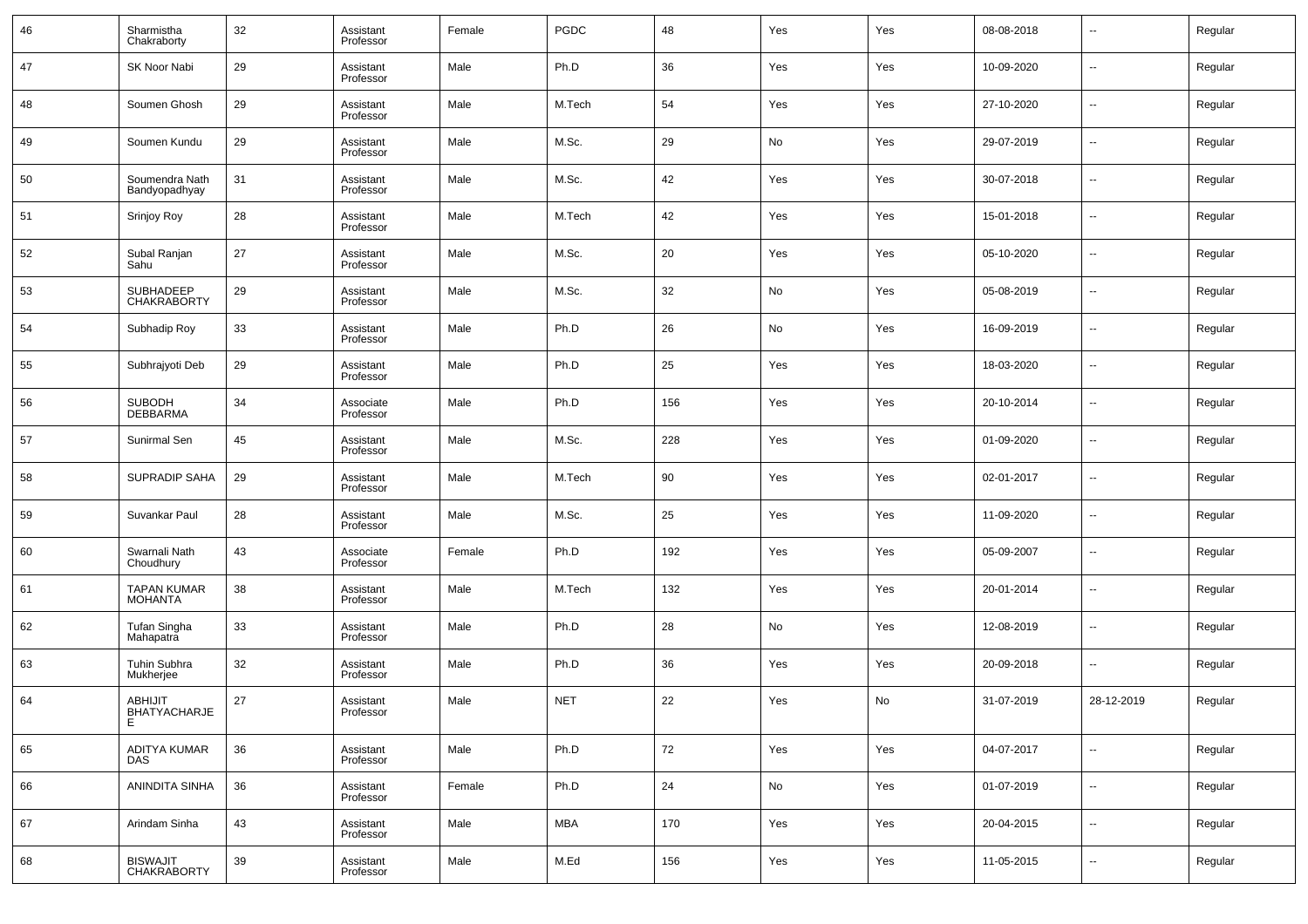| 46 | Sharmistha Chakraborty | 32 | Assistant Professor | Female | PGDC | 48 | Yes | Yes | 08-08-2018 | -- | Regular |
|---|---|---|---|---|---|---|---|---|---|---|---|
| 47 | SK Noor Nabi | 29 | Assistant Professor | Male | Ph.D | 36 | Yes | Yes | 10-09-2020 | -- | Regular |
| 48 | Soumen Ghosh | 29 | Assistant Professor | Male | M.Tech | 54 | Yes | Yes | 27-10-2020 | -- | Regular |
| 49 | Soumen Kundu | 29 | Assistant Professor | Male | M.Sc. | 29 | No | Yes | 29-07-2019 | -- | Regular |
| 50 | Soumendra Nath Bandyopadhyay | 31 | Assistant Professor | Male | M.Sc. | 42 | Yes | Yes | 30-07-2018 | -- | Regular |
| 51 | Srinjoy Roy | 28 | Assistant Professor | Male | M.Tech | 42 | Yes | Yes | 15-01-2018 | -- | Regular |
| 52 | Subal Ranjan Sahu | 27 | Assistant Professor | Male | M.Sc. | 20 | Yes | Yes | 05-10-2020 | -- | Regular |
| 53 | SUBHADEEP CHAKRABORTY | 29 | Assistant Professor | Male | M.Sc. | 32 | No | Yes | 05-08-2019 | -- | Regular |
| 54 | Subhadip Roy | 33 | Assistant Professor | Male | Ph.D | 26 | No | Yes | 16-09-2019 | -- | Regular |
| 55 | Subhrajyoti Deb | 29 | Assistant Professor | Male | Ph.D | 25 | Yes | Yes | 18-03-2020 | -- | Regular |
| 56 | SUBODH DEBBARMA | 34 | Associate Professor | Male | Ph.D | 156 | Yes | Yes | 20-10-2014 | -- | Regular |
| 57 | Sunirmal Sen | 45 | Assistant Professor | Male | M.Sc. | 228 | Yes | Yes | 01-09-2020 | -- | Regular |
| 58 | SUPRADIP SAHA | 29 | Assistant Professor | Male | M.Tech | 90 | Yes | Yes | 02-01-2017 | -- | Regular |
| 59 | Suvankar Paul | 28 | Assistant Professor | Male | M.Sc. | 25 | Yes | Yes | 11-09-2020 | -- | Regular |
| 60 | Swarnali Nath Choudhury | 43 | Associate Professor | Female | Ph.D | 192 | Yes | Yes | 05-09-2007 | -- | Regular |
| 61 | TAPAN KUMAR MOHANTA | 38 | Assistant Professor | Male | M.Tech | 132 | Yes | Yes | 20-01-2014 | -- | Regular |
| 62 | Tufan Singha Mahapatra | 33 | Assistant Professor | Male | Ph.D | 28 | No | Yes | 12-08-2019 | -- | Regular |
| 63 | Tuhin Subhra Mukherjee | 32 | Assistant Professor | Male | Ph.D | 36 | Yes | Yes | 20-09-2018 | -- | Regular |
| 64 | ABHIJIT BHATYACHARJEE | 27 | Assistant Professor | Male | NET | 22 | Yes | No | 31-07-2019 | 28-12-2019 | Regular |
| 65 | ADITYA KUMAR DAS | 36 | Assistant Professor | Male | Ph.D | 72 | Yes | Yes | 04-07-2017 | -- | Regular |
| 66 | ANINDITA SINHA | 36 | Assistant Professor | Female | Ph.D | 24 | No | Yes | 01-07-2019 | -- | Regular |
| 67 | Arindam Sinha | 43 | Assistant Professor | Male | MBA | 170 | Yes | Yes | 20-04-2015 | -- | Regular |
| 68 | BISWAJIT CHAKRABORTY | 39 | Assistant Professor | Male | M.Ed | 156 | Yes | Yes | 11-05-2015 | -- | Regular |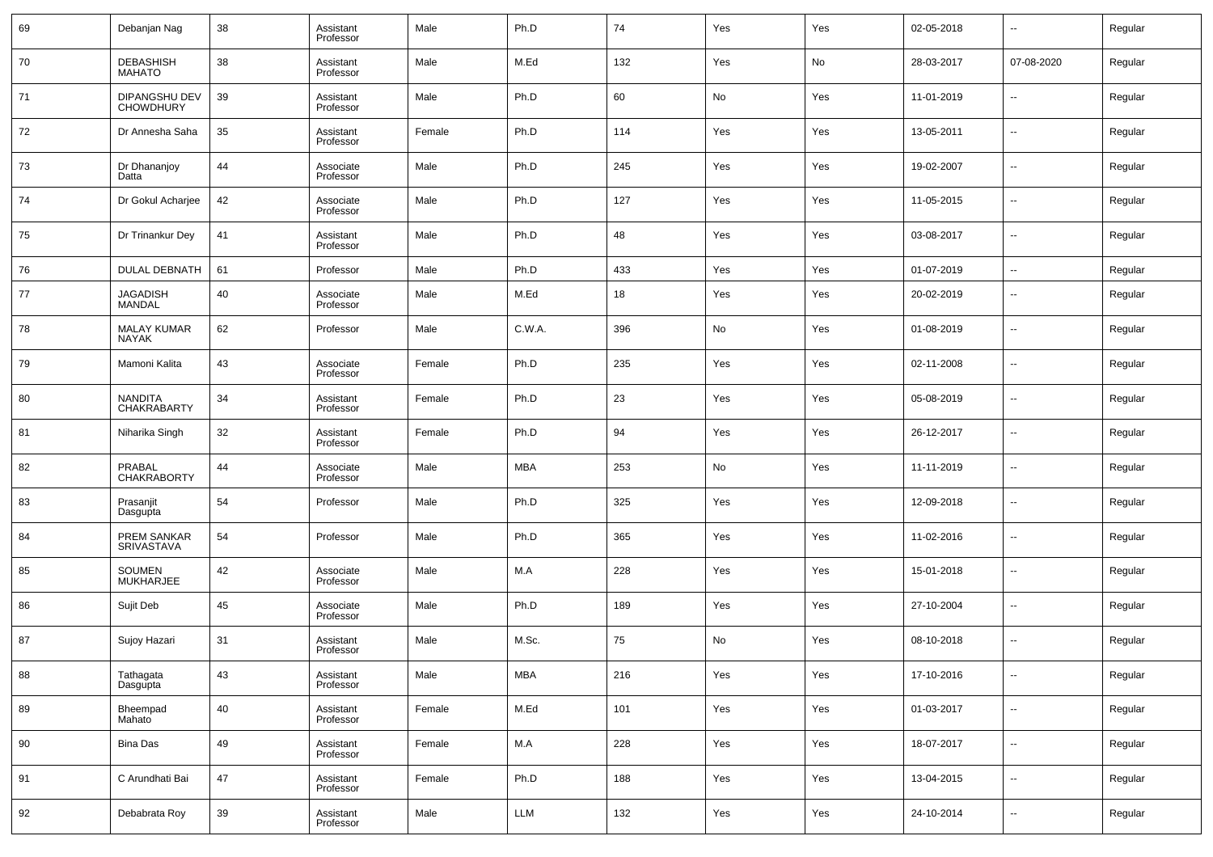| 69 | Debanjan Nag | 38 | Assistant Professor | Male | Ph.D | 74 | Yes | Yes | 02-05-2018 | -- | Regular |
|---|---|---|---|---|---|---|---|---|---|---|---|
| 70 | DEBASHISH MAHATO | 38 | Assistant Professor | Male | M.Ed | 132 | Yes | No | 28-03-2017 | 07-08-2020 | Regular |
| 71 | DIPANGSHU DEV CHOWDHURY | 39 | Assistant Professor | Male | Ph.D | 60 | No | Yes | 11-01-2019 | -- | Regular |
| 72 | Dr Annesha Saha | 35 | Assistant Professor | Female | Ph.D | 114 | Yes | Yes | 13-05-2011 | -- | Regular |
| 73 | Dr Dhananjoy Datta | 44 | Associate Professor | Male | Ph.D | 245 | Yes | Yes | 19-02-2007 | -- | Regular |
| 74 | Dr Gokul Acharjee | 42 | Associate Professor | Male | Ph.D | 127 | Yes | Yes | 11-05-2015 | -- | Regular |
| 75 | Dr Trinankur Dey | 41 | Assistant Professor | Male | Ph.D | 48 | Yes | Yes | 03-08-2017 | -- | Regular |
| 76 | DULAL DEBNATH | 61 | Professor | Male | Ph.D | 433 | Yes | Yes | 01-07-2019 | -- | Regular |
| 77 | JAGADISH MANDAL | 40 | Associate Professor | Male | M.Ed | 18 | Yes | Yes | 20-02-2019 | -- | Regular |
| 78 | MALAY KUMAR NAYAK | 62 | Professor | Male | C.W.A. | 396 | No | Yes | 01-08-2019 | -- | Regular |
| 79 | Mamoni Kalita | 43 | Associate Professor | Female | Ph.D | 235 | Yes | Yes | 02-11-2008 | -- | Regular |
| 80 | NANDITA CHAKRABARTY | 34 | Assistant Professor | Female | Ph.D | 23 | Yes | Yes | 05-08-2019 | -- | Regular |
| 81 | Niharika Singh | 32 | Assistant Professor | Female | Ph.D | 94 | Yes | Yes | 26-12-2017 | -- | Regular |
| 82 | PRABAL CHAKRABORTY | 44 | Associate Professor | Male | MBA | 253 | No | Yes | 11-11-2019 | -- | Regular |
| 83 | Prasanjit Dasgupta | 54 | Professor | Male | Ph.D | 325 | Yes | Yes | 12-09-2018 | -- | Regular |
| 84 | PREM SANKAR SRIVASTAVA | 54 | Professor | Male | Ph.D | 365 | Yes | Yes | 11-02-2016 | -- | Regular |
| 85 | SOUMEN MUKHARJEE | 42 | Associate Professor | Male | M.A | 228 | Yes | Yes | 15-01-2018 | -- | Regular |
| 86 | Sujit Deb | 45 | Associate Professor | Male | Ph.D | 189 | Yes | Yes | 27-10-2004 | -- | Regular |
| 87 | Sujoy Hazari | 31 | Assistant Professor | Male | M.Sc. | 75 | No | Yes | 08-10-2018 | -- | Regular |
| 88 | Tathagata Dasgupta | 43 | Assistant Professor | Male | MBA | 216 | Yes | Yes | 17-10-2016 | -- | Regular |
| 89 | Bheempad Mahato | 40 | Assistant Professor | Female | M.Ed | 101 | Yes | Yes | 01-03-2017 | -- | Regular |
| 90 | Bina Das | 49 | Assistant Professor | Female | M.A | 228 | Yes | Yes | 18-07-2017 | -- | Regular |
| 91 | C Arundhati Bai | 47 | Assistant Professor | Female | Ph.D | 188 | Yes | Yes | 13-04-2015 | -- | Regular |
| 92 | Debabrata Roy | 39 | Assistant Professor | Male | LLM | 132 | Yes | Yes | 24-10-2014 | -- | Regular |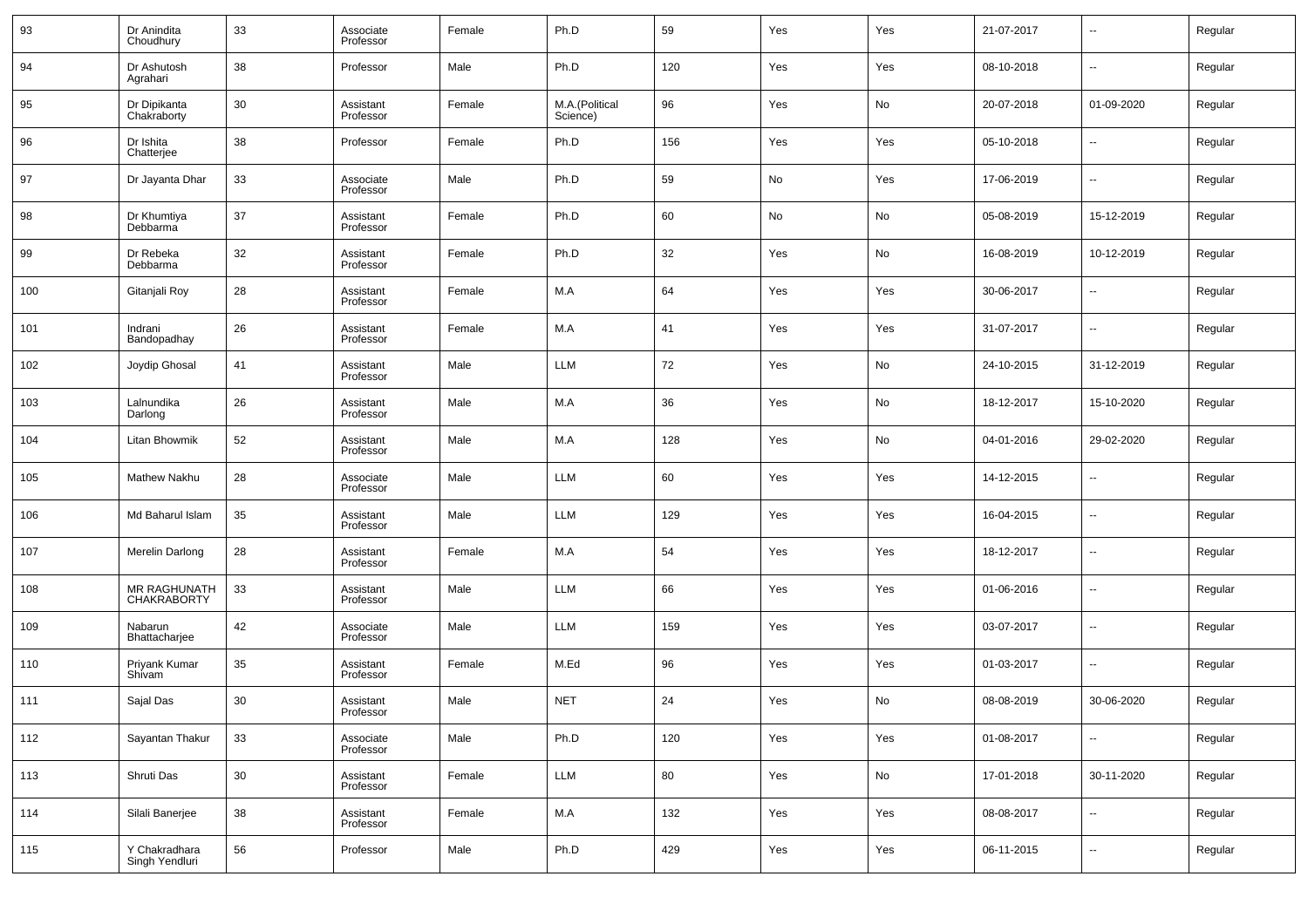| | | | | | | | | | | | |
|---|---|---|---|---|---|---|---|---|---|---|---|
| 93 | Dr Anindita Choudhury | 33 | Associate Professor | Female | Ph.D | 59 | Yes | Yes | 21-07-2017 | -- | Regular |
| 94 | Dr Ashutosh Agrahari | 38 | Professor | Male | Ph.D | 120 | Yes | Yes | 08-10-2018 | -- | Regular |
| 95 | Dr Dipikanta Chakraborty | 30 | Assistant Professor | Female | M.A.(Political Science) | 96 | Yes | No | 20-07-2018 | 01-09-2020 | Regular |
| 96 | Dr Ishita Chatterjee | 38 | Professor | Female | Ph.D | 156 | Yes | Yes | 05-10-2018 | -- | Regular |
| 97 | Dr Jayanta Dhar | 33 | Associate Professor | Male | Ph.D | 59 | No | Yes | 17-06-2019 | -- | Regular |
| 98 | Dr Khumtiya Debbarma | 37 | Assistant Professor | Female | Ph.D | 60 | No | No | 05-08-2019 | 15-12-2019 | Regular |
| 99 | Dr Rebeka Debbarma | 32 | Assistant Professor | Female | Ph.D | 32 | Yes | No | 16-08-2019 | 10-12-2019 | Regular |
| 100 | Gitanjali Roy | 28 | Assistant Professor | Female | M.A | 64 | Yes | Yes | 30-06-2017 | -- | Regular |
| 101 | Indrani Bandopadhay | 26 | Assistant Professor | Female | M.A | 41 | Yes | Yes | 31-07-2017 | -- | Regular |
| 102 | Joydip Ghosal | 41 | Assistant Professor | Male | LLM | 72 | Yes | No | 24-10-2015 | 31-12-2019 | Regular |
| 103 | Lalnundika Darlong | 26 | Assistant Professor | Male | M.A | 36 | Yes | No | 18-12-2017 | 15-10-2020 | Regular |
| 104 | Litan Bhowmik | 52 | Assistant Professor | Male | M.A | 128 | Yes | No | 04-01-2016 | 29-02-2020 | Regular |
| 105 | Mathew Nakhu | 28 | Associate Professor | Male | LLM | 60 | Yes | Yes | 14-12-2015 | -- | Regular |
| 106 | Md Baharul Islam | 35 | Assistant Professor | Male | LLM | 129 | Yes | Yes | 16-04-2015 | -- | Regular |
| 107 | Merelin Darlong | 28 | Assistant Professor | Female | M.A | 54 | Yes | Yes | 18-12-2017 | -- | Regular |
| 108 | MR RAGHUNATH CHAKRABORTY | 33 | Assistant Professor | Male | LLM | 66 | Yes | Yes | 01-06-2016 | -- | Regular |
| 109 | Nabarun Bhattacharjee | 42 | Associate Professor | Male | LLM | 159 | Yes | Yes | 03-07-2017 | -- | Regular |
| 110 | Priyank Kumar Shivam | 35 | Assistant Professor | Female | M.Ed | 96 | Yes | Yes | 01-03-2017 | -- | Regular |
| 111 | Sajal Das | 30 | Assistant Professor | Male | NET | 24 | Yes | No | 08-08-2019 | 30-06-2020 | Regular |
| 112 | Sayantan Thakur | 33 | Associate Professor | Male | Ph.D | 120 | Yes | Yes | 01-08-2017 | -- | Regular |
| 113 | Shruti Das | 30 | Assistant Professor | Female | LLM | 80 | Yes | No | 17-01-2018 | 30-11-2020 | Regular |
| 114 | Silali Banerjee | 38 | Assistant Professor | Female | M.A | 132 | Yes | Yes | 08-08-2017 | -- | Regular |
| 115 | Y Chakradhara Singh Yendluri | 56 | Professor | Male | Ph.D | 429 | Yes | Yes | 06-11-2015 | -- | Regular |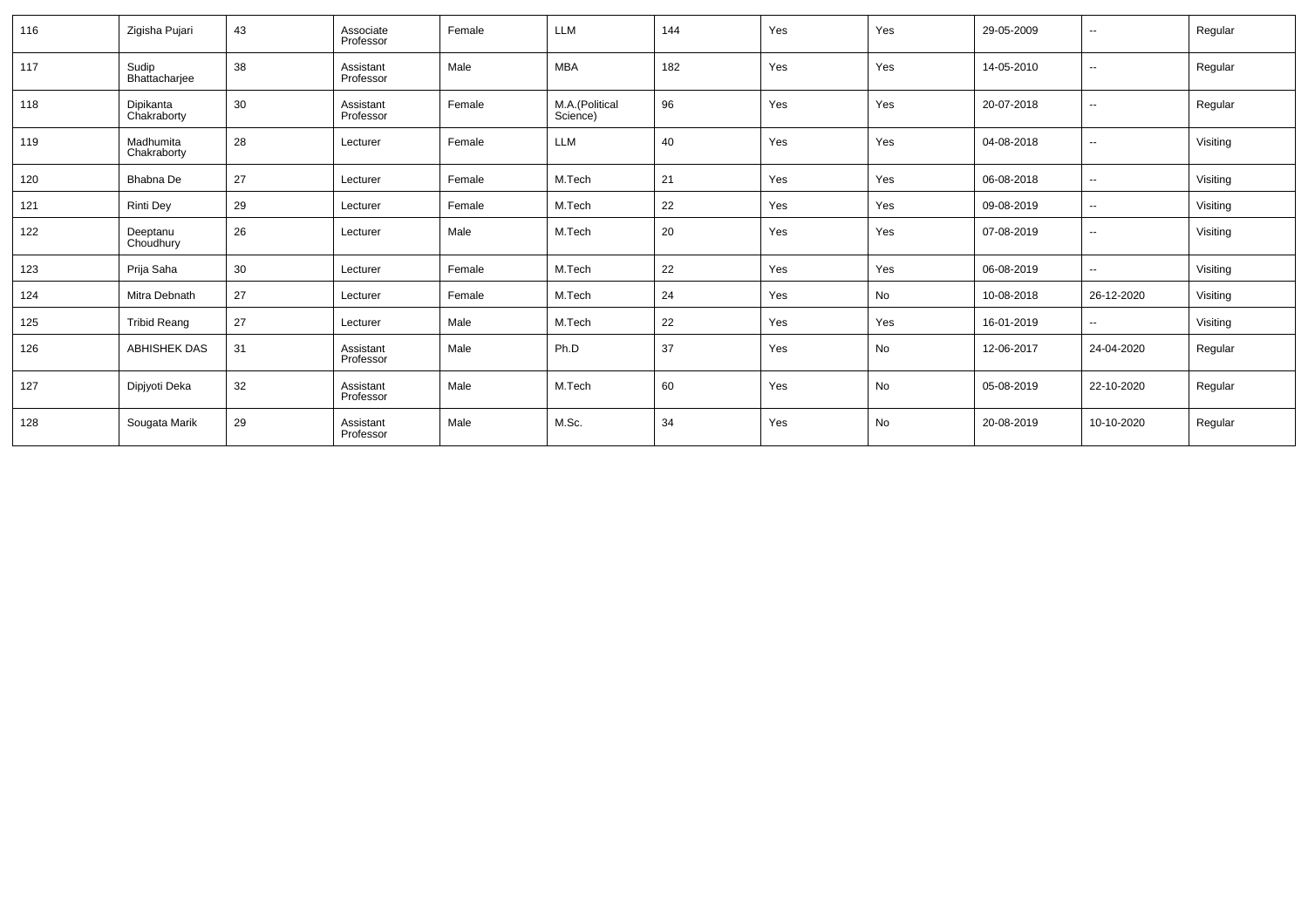| | | | | | | | | | | | |
|---|---|---|---|---|---|---|---|---|---|---|---|
| 116 | Zigisha Pujari | 43 | Associate Professor | Female | LLM | 144 | Yes | Yes | 29-05-2009 | -- | Regular |
| 117 | Sudip Bhattacharjee | 38 | Assistant Professor | Male | MBA | 182 | Yes | Yes | 14-05-2010 | -- | Regular |
| 118 | Dipikanta Chakraborty | 30 | Assistant Professor | Female | M.A.(Political Science) | 96 | Yes | Yes | 20-07-2018 | -- | Regular |
| 119 | Madhumita Chakraborty | 28 | Lecturer | Female | LLM | 40 | Yes | Yes | 04-08-2018 | -- | Visiting |
| 120 | Bhabna De | 27 | Lecturer | Female | M.Tech | 21 | Yes | Yes | 06-08-2018 | -- | Visiting |
| 121 | Rinti Dey | 29 | Lecturer | Female | M.Tech | 22 | Yes | Yes | 09-08-2019 | -- | Visiting |
| 122 | Deeptanu Choudhury | 26 | Lecturer | Male | M.Tech | 20 | Yes | Yes | 07-08-2019 | -- | Visiting |
| 123 | Prija Saha | 30 | Lecturer | Female | M.Tech | 22 | Yes | Yes | 06-08-2019 | -- | Visiting |
| 124 | Mitra Debnath | 27 | Lecturer | Female | M.Tech | 24 | Yes | No | 10-08-2018 | 26-12-2020 | Visiting |
| 125 | Tribid Reang | 27 | Lecturer | Male | M.Tech | 22 | Yes | Yes | 16-01-2019 | -- | Visiting |
| 126 | ABHISHEK DAS | 31 | Assistant Professor | Male | Ph.D | 37 | Yes | No | 12-06-2017 | 24-04-2020 | Regular |
| 127 | Dipjyoti Deka | 32 | Assistant Professor | Male | M.Tech | 60 | Yes | No | 05-08-2019 | 22-10-2020 | Regular |
| 128 | Sougata Marik | 29 | Assistant Professor | Male | M.Sc. | 34 | Yes | No | 20-08-2019 | 10-10-2020 | Regular |